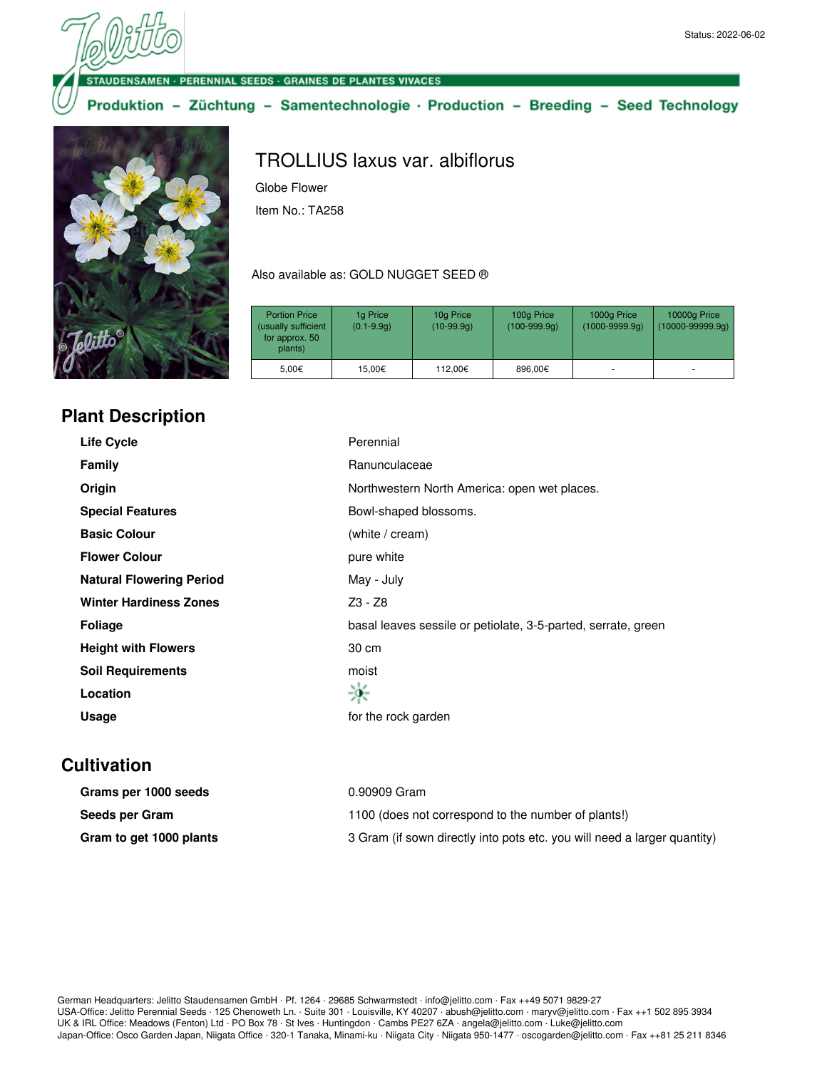Status: 2022-06-02

STAUDENSAMEN · PERENNIAL SEEDS · GRAINES DE PLANTES VIVACES

Produktion – Züchtung – Samentechnologie · Production – Breeding – Seed Technology

# TROLLIUS laxus var. albiflorus

Globe Flower

Item No.: TA258

Also available as: GOLD NUGGET SEED ®

| Portion Price (usually sufficient for approx. 50 plants) | 1g Price (0.1-9.9g) | 10g Price (10-99.9g) | 100g Price (100-999.9g) | 1000g Price (1000-9999.9g) | 10000g Price (10000-99999.9g) |
|---|---|---|---|---|---|
| 5,00€ | 15,00€ | 112,00€ | 896,00€ | - | - |

## Plant Description

| | |
|---|---|
| **Life Cycle** | Perennial |
| **Family** | Ranunculaceae |
| **Origin** | Northwestern North America: open wet places. |
| **Special Features** | Bowl-shaped blossoms. |
| **Basic Colour** | (white / cream) |
| **Flower Colour** | pure white |
| **Natural Flowering Period** | May - July |
| **Winter Hardiness Zones** | Z3 - Z8 |
| **Foliage** | basal leaves sessile or petiolate, 3-5-parted, serrate, green |
| **Height with Flowers** | 30 cm |
| **Soil Requirements** | moist |
| **Location** | |
| **Usage** | for the rock garden |

## Cultivation

| | |
|---|---|
| **Grams per 1000 seeds** | 0.90909 Gram |
| **Seeds per Gram** | 1100 (does not correspond to the number of plants!) |
| **Gram to get 1000 plants** | 3 Gram (if sown directly into pots etc. you will need a larger quantity) |

German Headquarters: Jelitto Staudensamen GmbH · Pf. 1264 · 29685 Schwarmstedt · info@jelitto.com · Fax ++49 5071 9829-27
USA-Office: Jelitto Perennial Seeds · 125 Chenoweth Ln. · Suite 301 · Louisville, KY 40207 · abush@jelitto.com · maryv@jelitto.com · Fax ++1 502 895 3934
UK & IRL Office: Meadows (Fenton) Ltd · PO Box 78 · St Ives · Huntingdon · Cambs PE27 6ZA · angela@jelitto.com · Luke@jelitto.com
Japan-Office: Osco Garden Japan, Niigata Office · 320-1 Tanaka, Minami-ku · Niigata City · Niigata 950-1477 · oscogarden@jelitto.com · Fax ++81 25 211 8346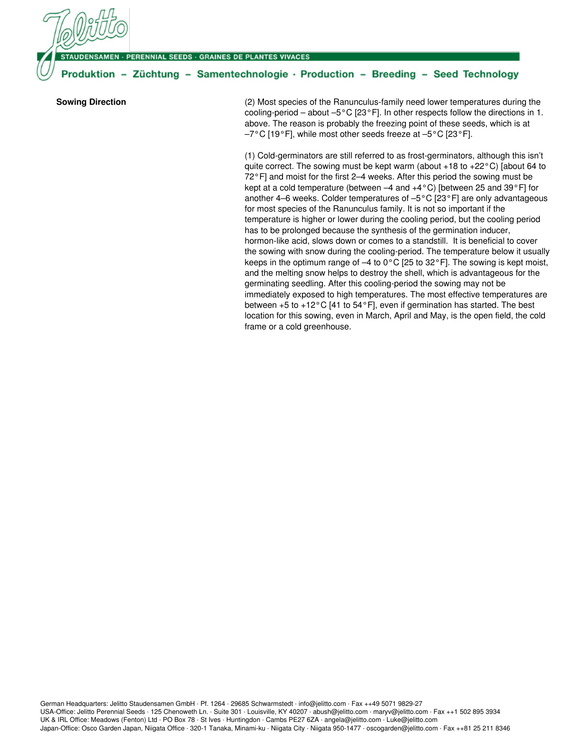**Sowing Direction**

(2) Most species of the Ranunculus-family need lower temperatures during the cooling-period – about –5°C [23°F]. In other respects follow the directions in 1. above. The reason is probably the freezing point of these seeds, which is at –7°C [19°F], while most other seeds freeze at –5°C [23°F].

(1) Cold-germinators are still referred to as frost-germinators, although this isn't quite correct. The sowing must be kept warm (about +18 to +22°C) [about 64 to 72°F] and moist for the first 2–4 weeks. After this period the sowing must be kept at a cold temperature (between –4 and +4°C) [between 25 and 39°F] for another 4–6 weeks. Colder temperatures of –5°C [23°F] are only advantageous for most species of the Ranunculus family. It is not so important if the temperature is higher or lower during the cooling period, but the cooling period has to be prolonged because the synthesis of the germination inducer, hormon-like acid, slows down or comes to a standstill. It is beneficial to cover the sowing with snow during the cooling-period. The temperature below it usually keeps in the optimum range of –4 to 0°C [25 to 32°F]. The sowing is kept moist, and the melting snow helps to destroy the shell, which is advantageous for the germinating seedling. After this cooling-period the sowing may not be immediately exposed to high temperatures. The most effective temperatures are between +5 to +12°C [41 to 54°F], even if germination has started. The best location for this sowing, even in March, April and May, is the open field, the cold frame or a cold greenhouse.